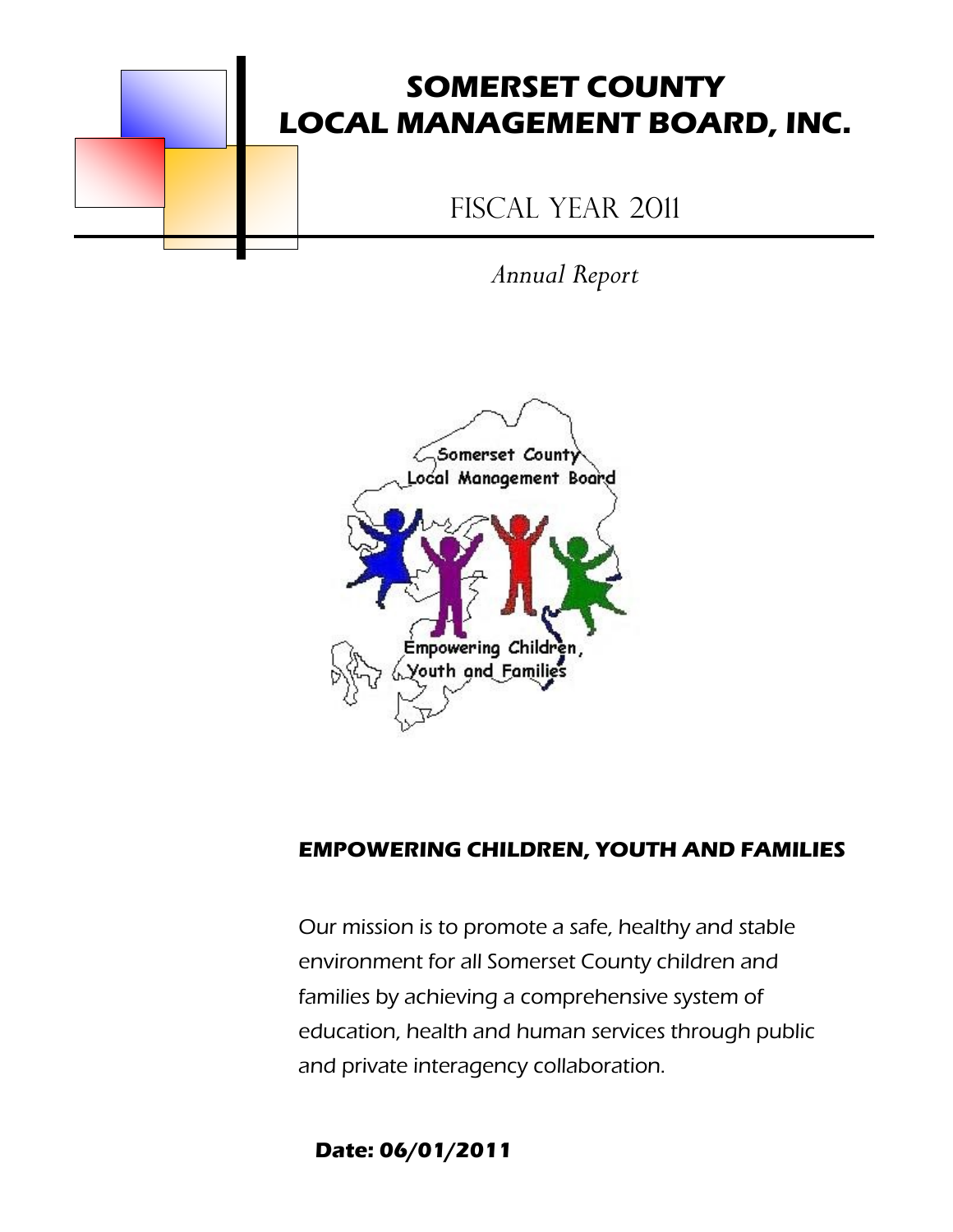# SOMERSET COUNTY LOCAL MANAGEMENT BOARD, INC.

## FISCAL YEAR 2011

*Annual Report*

**EMPOWERING CHILDREN, YOUTH AND FAMILIES**

Our mission is to promote a safe, healthy and stable environment for all Somerset County children and families by achieving a comprehensive system of education, health and human services through public and private interagency collaboration.

**Date: 06/01/2011**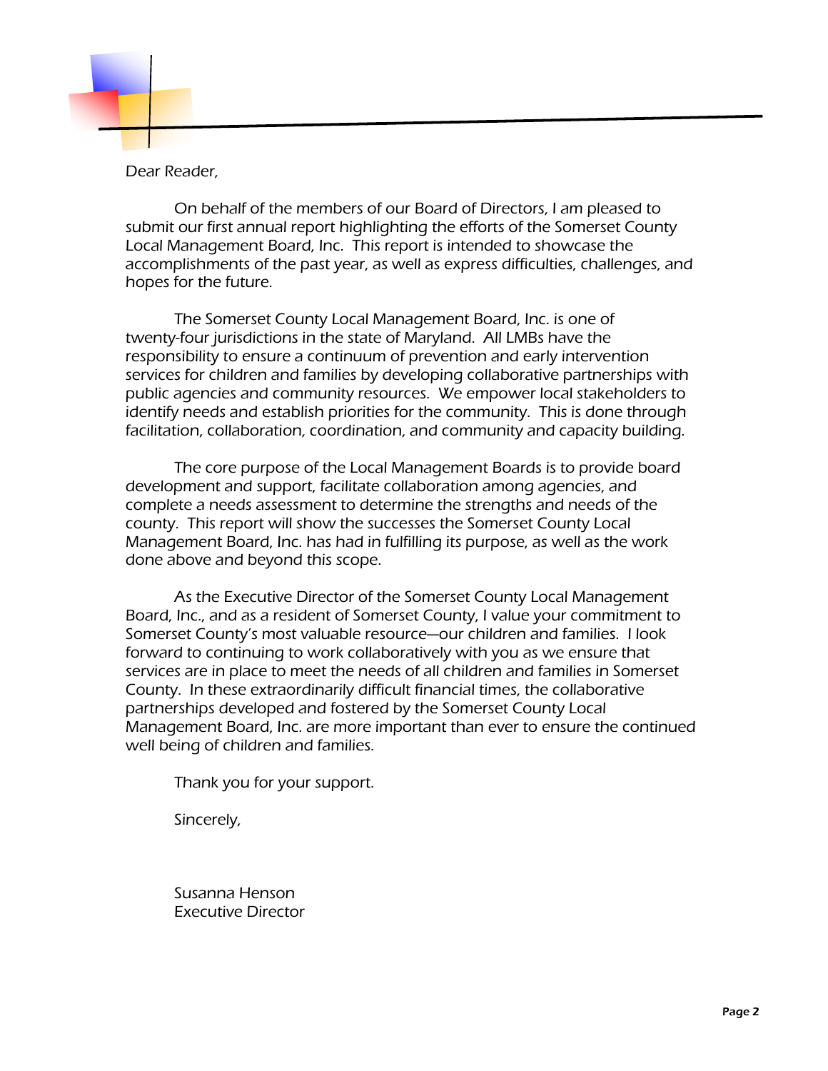Dear Reader,

On behalf of the members of our Board of Directors, I am pleased to submit our first annual report highlighting the efforts of the Somerset County Local Management Board, Inc. This report is intended to showcase the accomplishments of the past year, as well as express difficulties, challenges, and hopes for the future.

The Somerset County Local Management Board, Inc. is one of twenty-four jurisdictions in the state of Maryland. All LMBs have the responsibility to ensure a continuum of prevention and early intervention services for children and families by developing collaborative partnerships with public agencies and community resources. We empower local stakeholders to identify needs and establish priorities for the community. This is done through facilitation, collaboration, coordination, and community and capacity building.

The core purpose of the Local Management Boards is to provide board development and support, facilitate collaboration among agencies, and complete a needs assessment to determine the strengths and needs of the county. This report will show the successes the Somerset County Local Management Board, Inc. has had in fulfilling its purpose, as well as the work done above and beyond this scope.

As the Executive Director of the Somerset County Local Management Board, Inc., and as a resident of Somerset County, I value your commitment to Somerset County's most valuable resource—our children and families. I look forward to continuing to work collaboratively with you as we ensure that services are in place to meet the needs of all children and families in Somerset County. In these extraordinarily difficult financial times, the collaborative partnerships developed and fostered by the Somerset County Local Management Board, Inc. are more important than ever to ensure the continued well being of children and families.

Thank you for your support.

Sincerely,

Susanna Henson
Executive Director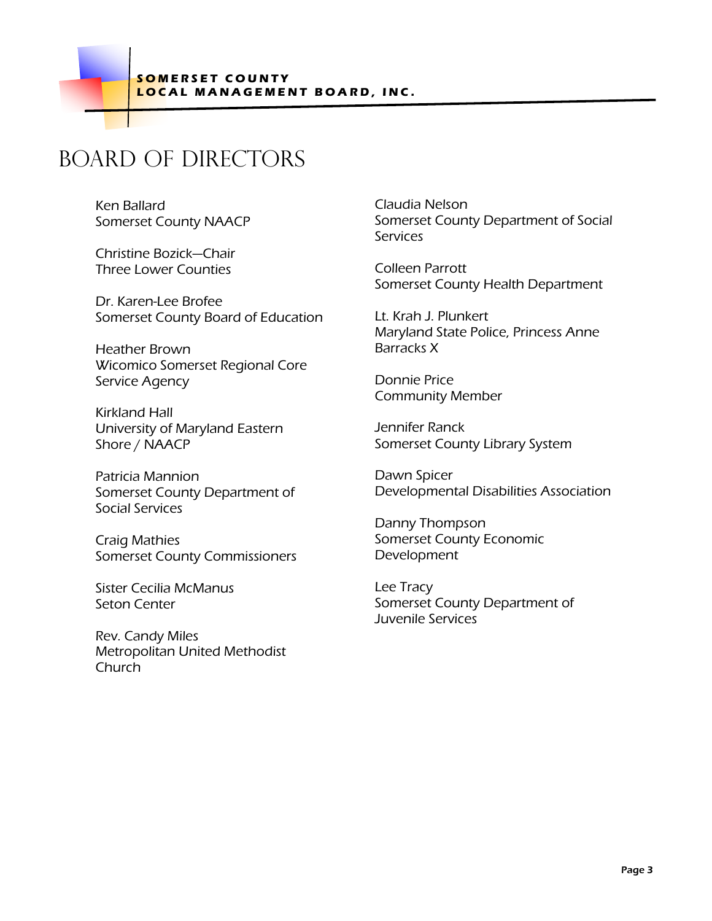# Board of Directors

Ken Ballard
Somerset County NAACP

Christine Bozick—Chair
Three Lower Counties

Dr. Karen-Lee Brofee
Somerset County Board of Education

Heather Brown
Wicomico Somerset Regional Core Service Agency

Kirkland Hall
University of Maryland Eastern Shore / NAACP

Patricia Mannion
Somerset County Department of Social Services

Craig Mathies
Somerset County Commissioners

Sister Cecilia McManus
Seton Center

Rev. Candy Miles
Metropolitan United Methodist Church

Claudia Nelson
Somerset County Department of Social Services

Colleen Parrott
Somerset County Health Department

Lt. Krah J. Plunkert
Maryland State Police, Princess Anne Barracks X

Donnie Price
Community Member

Jennifer Ranck
Somerset County Library System

Dawn Spicer
Developmental Disabilities Association

Danny Thompson
Somerset County Economic Development

Lee Tracy
Somerset County Department of Juvenile Services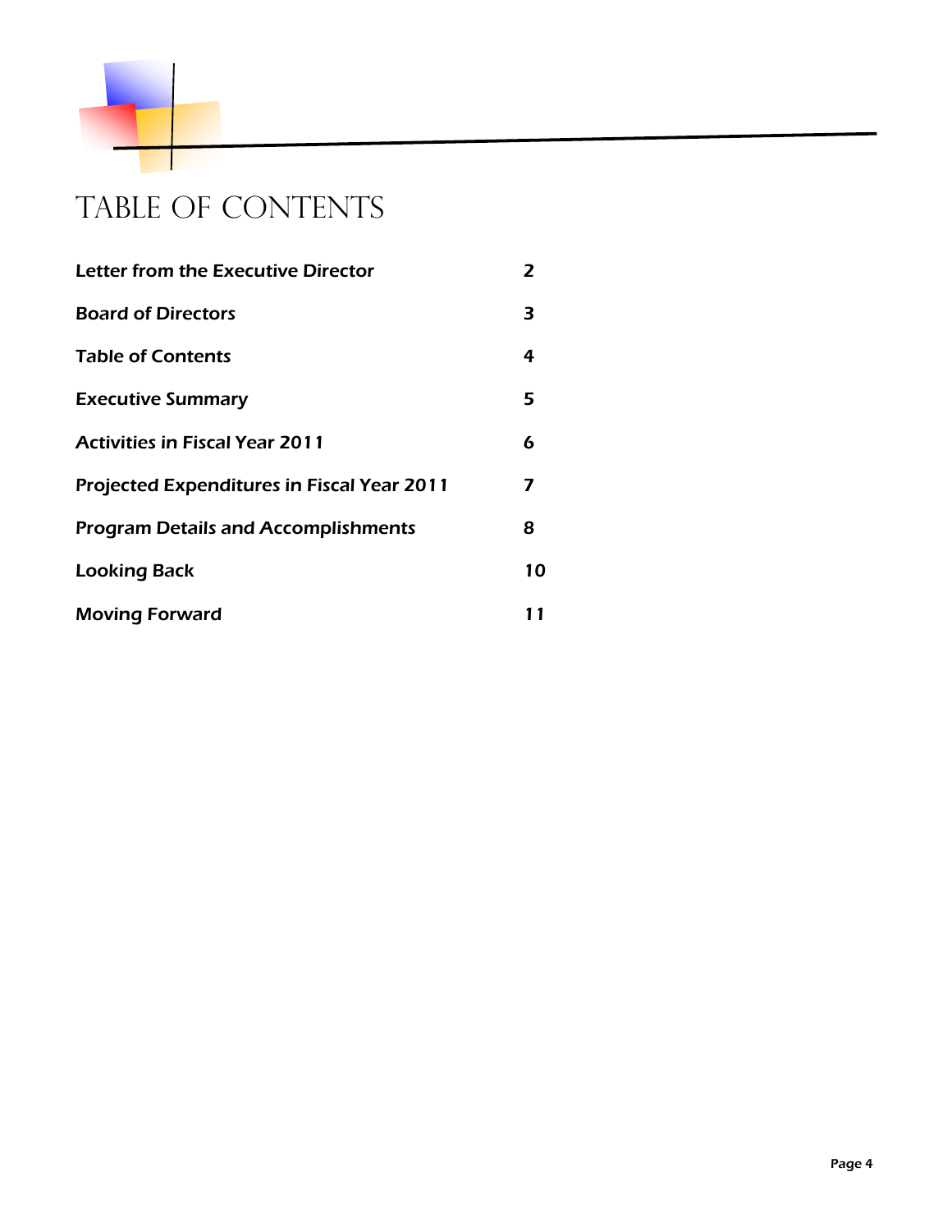# Table of Contents

| | |
|---|---|
| **Letter from the Executive Director** | **2** |
| **Board of Directors** | **3** |
| **Table of Contents** | **4** |
| **Executive Summary** | **5** |
| **Activities in Fiscal Year 2011** | **6** |
| **Projected Expenditures in Fiscal Year 2011** | **7** |
| **Program Details and Accomplishments** | **8** |
| **Looking Back** | **10** |
| **Moving Forward** | **11** |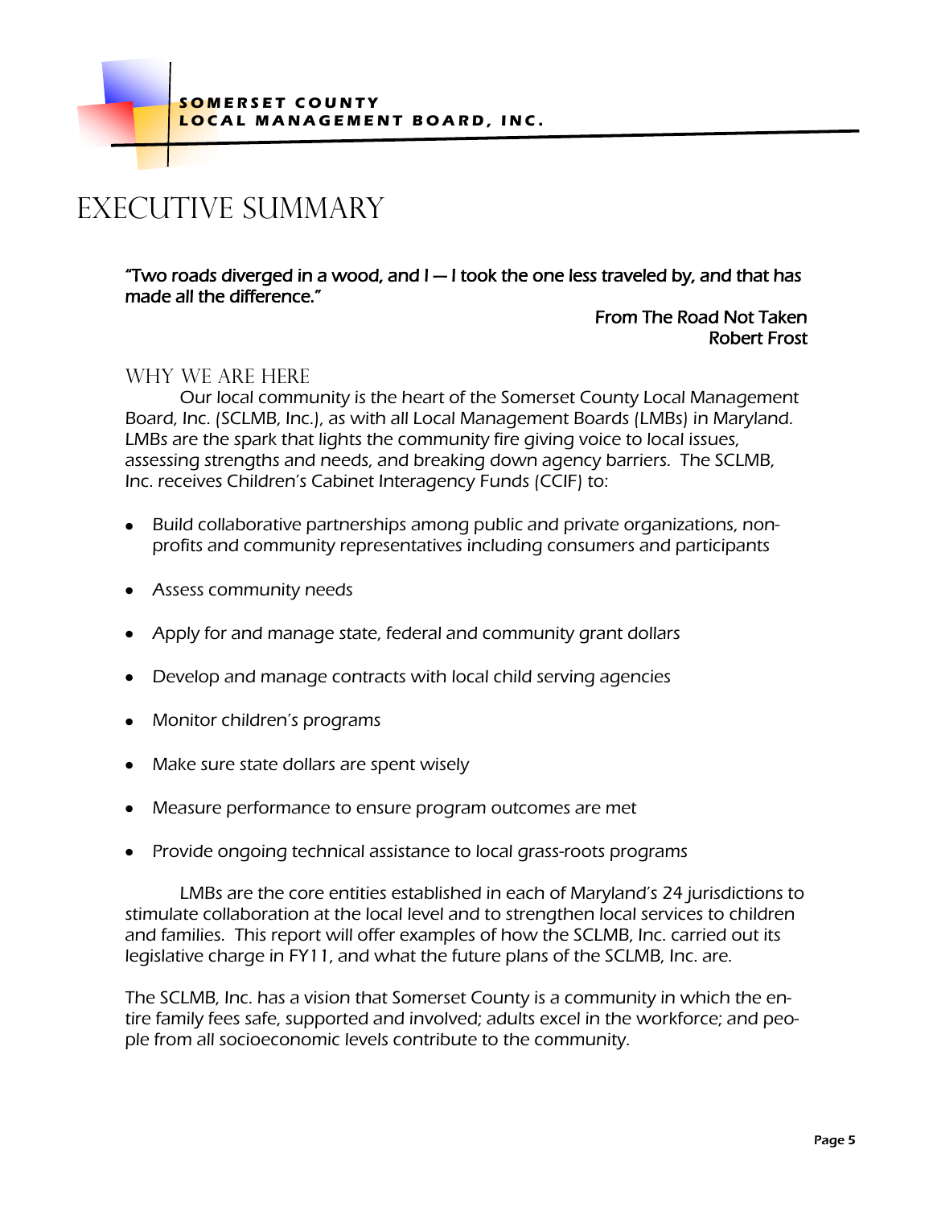# EXECUTIVE SUMMARY

"Two roads diverged in a wood, and I — I took the one less traveled by, and that has made all the difference."

From The Road Not Taken
Robert Frost

## WHY WE ARE HERE

Our local community is the heart of the Somerset County Local Management Board, Inc. (SCLMB, Inc.), as with all Local Management Boards (LMBs) in Maryland. LMBs are the spark that lights the community fire giving voice to local issues, assessing strengths and needs, and breaking down agency barriers. The SCLMB, Inc. receives Children's Cabinet Interagency Funds (CCIF) to:

- Build collaborative partnerships among public and private organizations, non-profits and community representatives including consumers and participants
- Assess community needs
- Apply for and manage state, federal and community grant dollars
- Develop and manage contracts with local child serving agencies
- Monitor children's programs
- Make sure state dollars are spent wisely
- Measure performance to ensure program outcomes are met
- Provide ongoing technical assistance to local grass-roots programs

LMBs are the core entities established in each of Maryland's 24 jurisdictions to stimulate collaboration at the local level and to strengthen local services to children and families. This report will offer examples of how the SCLMB, Inc. carried out its legislative charge in FY11, and what the future plans of the SCLMB, Inc. are.

The SCLMB, Inc. has a vision that Somerset County is a community in which the entire family fees safe, supported and involved; adults excel in the workforce; and people from all socioeconomic levels contribute to the community.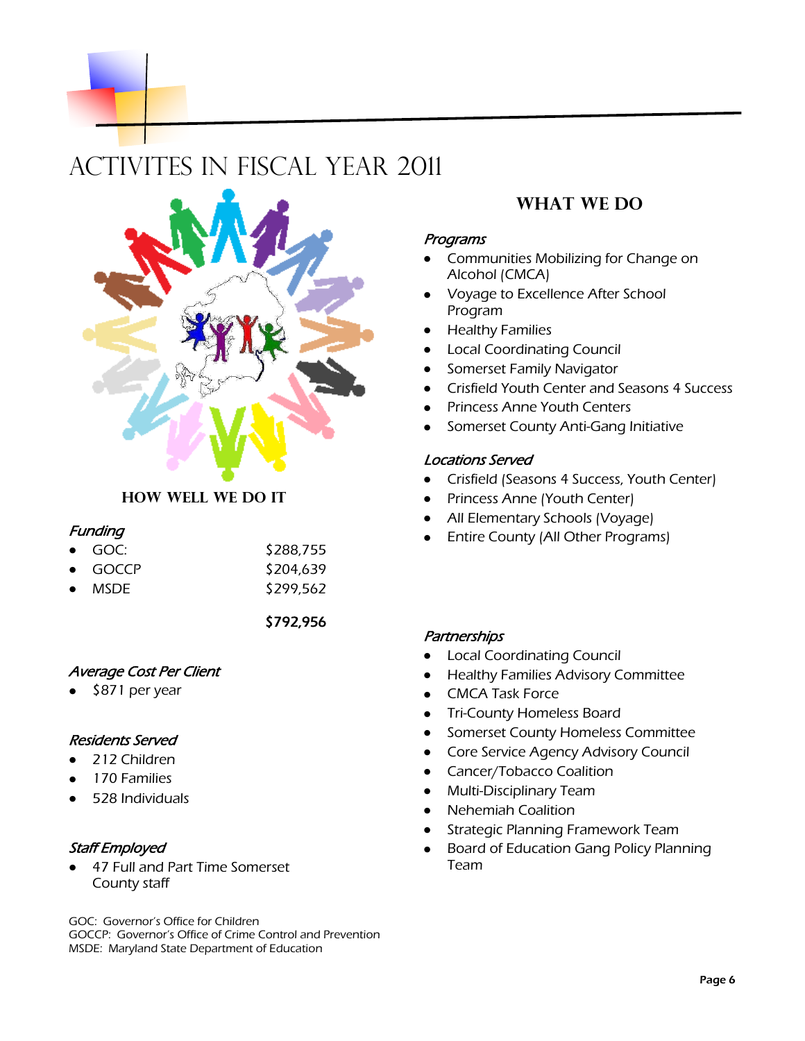# ACTIVITES IN FISCAL YEAR 2011

## HOW WELL WE DO IT

*Funding*

| | |
|---|---|
| • GOC: | $288,755 |
| • GOCCP | $204,639 |
| • MSDE | $299,562 |
| | **$792,956** |

*Average Cost Per Client*

- $871 per year

*Residents Served*

- 212 Children
- 170 Families
- 528 Individuals

*Staff Employed*

- 47 Full and Part Time Somerset County staff

GOC: Governor's Office for Children
GOCCP: Governor's Office of Crime Control and Prevention
MSDE: Maryland State Department of Education

## WHAT WE DO

*Programs*

- Communities Mobilizing for Change on Alcohol (CMCA)
- Voyage to Excellence After School Program
- Healthy Families
- Local Coordinating Council
- Somerset Family Navigator
- Crisfield Youth Center and Seasons 4 Success
- Princess Anne Youth Centers
- Somerset County Anti-Gang Initiative

*Locations Served*

- Crisfield (Seasons 4 Success, Youth Center)
- Princess Anne (Youth Center)
- All Elementary Schools (Voyage)
- Entire County (All Other Programs)

*Partnerships*

- Local Coordinating Council
- Healthy Families Advisory Committee
- CMCA Task Force
- Tri-County Homeless Board
- Somerset County Homeless Committee
- Core Service Agency Advisory Council
- Cancer/Tobacco Coalition
- Multi-Disciplinary Team
- Nehemiah Coalition
- Strategic Planning Framework Team
- Board of Education Gang Policy Planning Team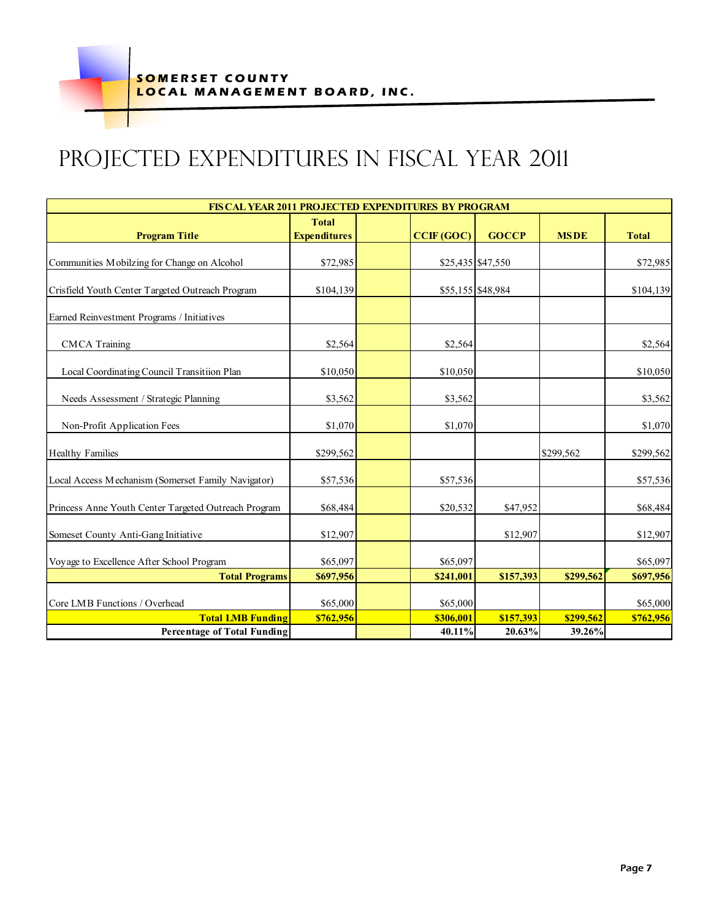# PROJECTED EXPENDITURES IN FISCAL YEAR 2011

| FISCAL YEAR 2011 PROJECTED EXPENDITURES BY PROGRAM | | | | | | |
|---|---|---|---|---|---|---|
| **Program Title** | **Total Expenditures** | | **CCIF (GOC)** | **GOCCP** | **MSDE** | **Total** |
| Communities Mobilzing for Change on Alcohol | $72,985 | | $25,435 | $47,550 | | $72,985 |
| Crisfield Youth Center Targeted Outreach Program | $104,139 | | $55,155 | $48,984 | | $104,139 |
| Earned Reinvestment Programs / Initiatives | | | | | | |
| CMCA Training | $2,564 | | $2,564 | | | $2,564 |
| Local Coordinating Council Transitiion Plan | $10,050 | | $10,050 | | | $10,050 |
| Needs Assessment / Strategic Planning | $3,562 | | $3,562 | | | $3,562 |
| Non-Profit Application Fees | $1,070 | | $1,070 | | | $1,070 |
| Healthy Families | $299,562 | | | | $299,562 | $299,562 |
| Local Access Mechanism (Somerset Family Navigator) | $57,536 | | $57,536 | | | $57,536 |
| Princess Anne Youth Center Targeted Outreach Program | $68,484 | | $20,532 | $47,952 | | $68,484 |
| Someset County Anti-Gang Initiative | $12,907 | | | $12,907 | | $12,907 |
| Voyage to Excellence After School Program | $65,097 | | $65,097 | | | $65,097 |
| **Total Programs** | **$697,956** | | **$241,001** | **$157,393** | **$299,562** | **$697,956** |
| Core LMB Functions / Overhead | $65,000 | | $65,000 | | | $65,000 |
| **Total LMB Funding** | **$762,956** | | **$306,001** | **$157,393** | **$299,562** | **$762,956** |
| **Percentage of Total Funding** | | | **40.11%** | **20.63%** | **39.26%** | |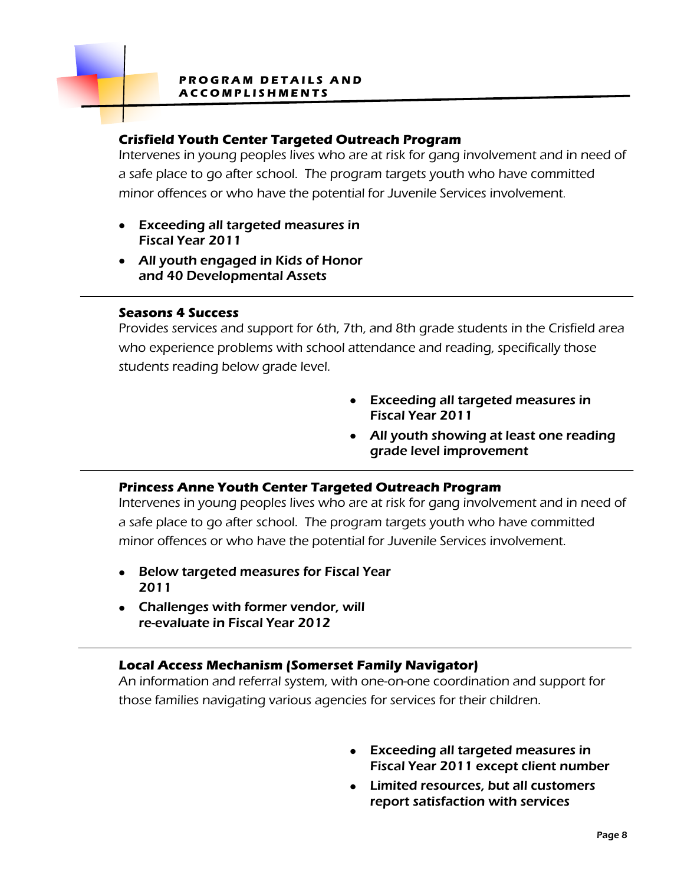## PROGRAM DETAILS AND ACCOMPLISHMENTS

### Crisfield Youth Center Targeted Outreach Program

Intervenes in young peoples lives who are at risk for gang involvement and in need of a safe place to go after school. The program targets youth who have committed minor offences or who have the potential for Juvenile Services involvement.

- ***Exceeding all targeted measures in Fiscal Year 2011***
- ***All youth engaged in Kids of Honor and 40 Developmental Assets***

---

### Seasons 4 Success

Provides services and support for 6th, 7th, and 8th grade students in the Crisfield area who experience problems with school attendance and reading, specifically those students reading below grade level.

- ***Exceeding all targeted measures in Fiscal Year 2011***
- ***All youth showing at least one reading grade level improvement***

---

### Princess Anne Youth Center Targeted Outreach Program

Intervenes in young peoples lives who are at risk for gang involvement and in need of a safe place to go after school. The program targets youth who have committed minor offences or who have the potential for Juvenile Services involvement.

- ***Below targeted measures for Fiscal Year 2011***
- ***Challenges with former vendor, will re-evaluate in Fiscal Year 2012***

---

### Local Access Mechanism (Somerset Family Navigator)

An information and referral system, with one-on-one coordination and support for those families navigating various agencies for services for their children.

- ***Exceeding all targeted measures in Fiscal Year 2011 except client number***
- ***Limited resources, but all customers report satisfaction with services***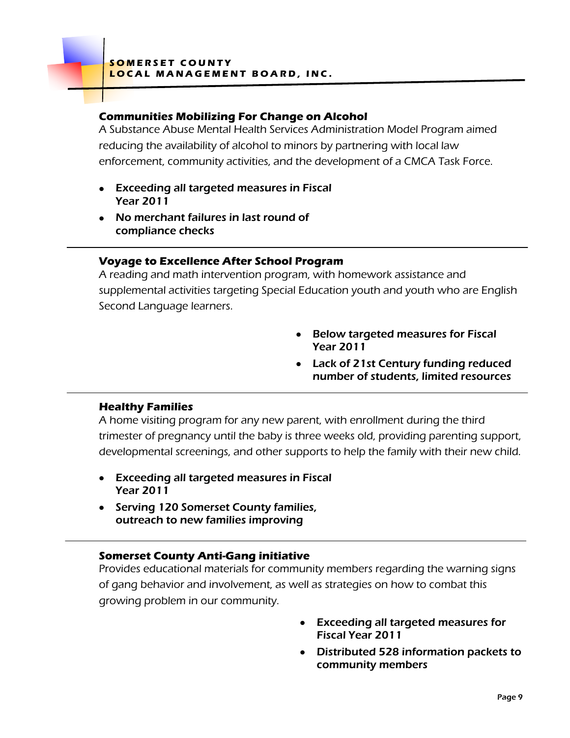### Communities Mobilizing For Change on Alcohol

A Substance Abuse Mental Health Services Administration Model Program aimed reducing the availability of alcohol to minors by partnering with local law enforcement, community activities, and the development of a CMCA Task Force.

- **Exceeding all targeted measures in Fiscal Year 2011**
- **No merchant failures in last round of compliance checks**

---

### Voyage to Excellence After School Program

A reading and math intervention program, with homework assistance and supplemental activities targeting Special Education youth and youth who are English Second Language learners.

- **Below targeted measures for Fiscal Year 2011**
- **Lack of 21st Century funding reduced number of students, limited resources**

---

### Healthy Families

A home visiting program for any new parent, with enrollment during the third trimester of pregnancy until the baby is three weeks old, providing parenting support, developmental screenings, and other supports to help the family with their new child.

- **Exceeding all targeted measures in Fiscal Year 2011**
- **Serving 120 Somerset County families, outreach to new families improving**

---

### Somerset County Anti-Gang initiative

Provides educational materials for community members regarding the warning signs of gang behavior and involvement, as well as strategies on how to combat this growing problem in our community.

- **Exceeding all targeted measures for Fiscal Year 2011**
- **Distributed 528 information packets to community members**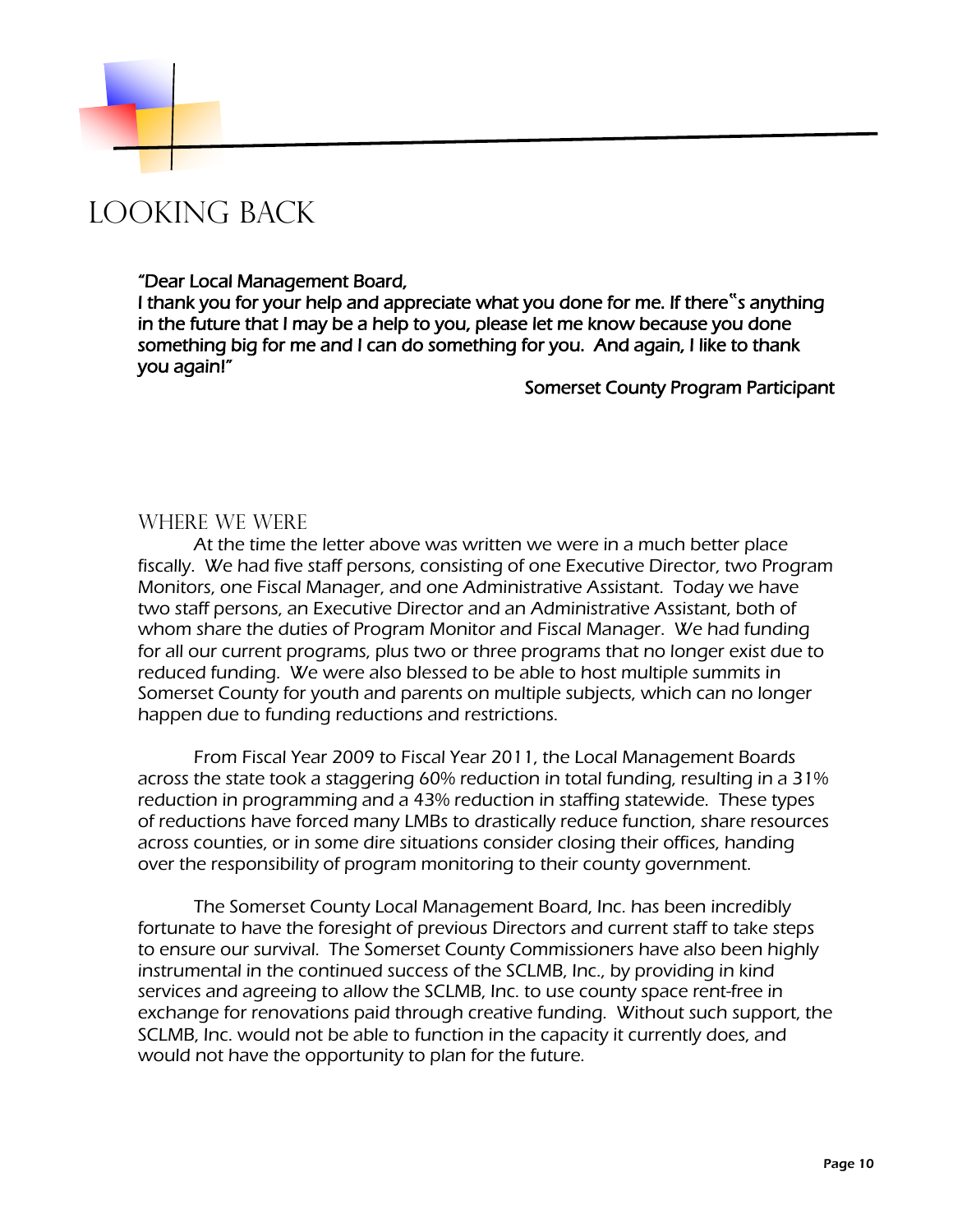# Looking Back

**"Dear Local Management Board,**
**I thank you for your help and appreciate what you done for me. If there"s anything in the future that I may be a help to you, please let me know because you done something big for me and I can do something for you. And again, I like to thank you again!"**

**Somerset County Program Participant**

## Where We Were

At the time the letter above was written we were in a much better place fiscally. We had five staff persons, consisting of one Executive Director, two Program Monitors, one Fiscal Manager, and one Administrative Assistant. Today we have two staff persons, an Executive Director and an Administrative Assistant, both of whom share the duties of Program Monitor and Fiscal Manager. We had funding for all our current programs, plus two or three programs that no longer exist due to reduced funding. We were also blessed to be able to host multiple summits in Somerset County for youth and parents on multiple subjects, which can no longer happen due to funding reductions and restrictions.

From Fiscal Year 2009 to Fiscal Year 2011, the Local Management Boards across the state took a staggering 60% reduction in total funding, resulting in a 31% reduction in programming and a 43% reduction in staffing statewide. These types of reductions have forced many LMBs to drastically reduce function, share resources across counties, or in some dire situations consider closing their offices, handing over the responsibility of program monitoring to their county government.

The Somerset County Local Management Board, Inc. has been incredibly fortunate to have the foresight of previous Directors and current staff to take steps to ensure our survival. The Somerset County Commissioners have also been highly instrumental in the continued success of the SCLMB, Inc., by providing in kind services and agreeing to allow the SCLMB, Inc. to use county space rent-free in exchange for renovations paid through creative funding. Without such support, the SCLMB, Inc. would not be able to function in the capacity it currently does, and would not have the opportunity to plan for the future.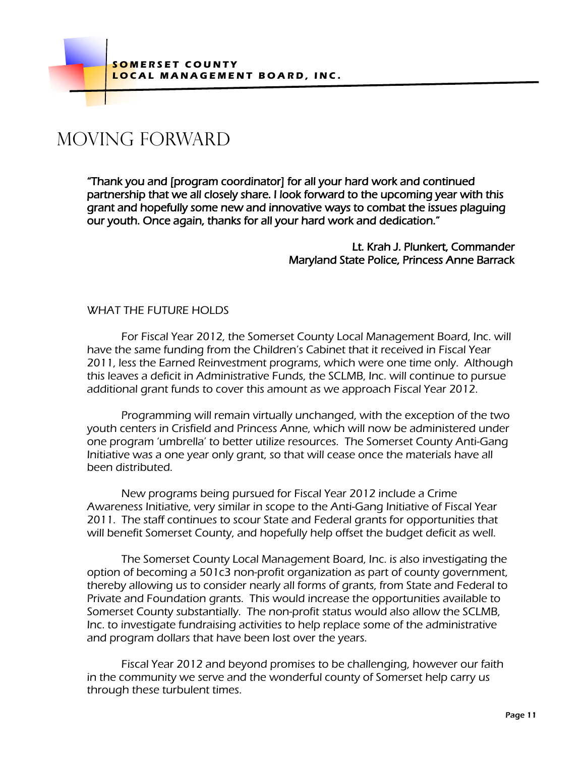# MOVING FORWARD

"Thank you and [program coordinator] for all your hard work and continued partnership that we all closely share. I look forward to the upcoming year with this grant and hopefully some new and innovative ways to combat the issues plaguing our youth. Once again, thanks for all your hard work and dedication."

Lt. Krah J. Plunkert, Commander
Maryland State Police, Princess Anne Barrack

## WHAT THE FUTURE HOLDS

For Fiscal Year 2012, the Somerset County Local Management Board, Inc. will have the same funding from the Children's Cabinet that it received in Fiscal Year 2011, less the Earned Reinvestment programs, which were one time only. Although this leaves a deficit in Administrative Funds, the SCLMB, Inc. will continue to pursue additional grant funds to cover this amount as we approach Fiscal Year 2012.

Programming will remain virtually unchanged, with the exception of the two youth centers in Crisfield and Princess Anne, which will now be administered under one program 'umbrella' to better utilize resources. The Somerset County Anti-Gang Initiative was a one year only grant, so that will cease once the materials have all been distributed.

New programs being pursued for Fiscal Year 2012 include a Crime Awareness Initiative, very similar in scope to the Anti-Gang Initiative of Fiscal Year 2011. The staff continues to scour State and Federal grants for opportunities that will benefit Somerset County, and hopefully help offset the budget deficit as well.

The Somerset County Local Management Board, Inc. is also investigating the option of becoming a 501c3 non-profit organization as part of county government, thereby allowing us to consider nearly all forms of grants, from State and Federal to Private and Foundation grants. This would increase the opportunities available to Somerset County substantially. The non-profit status would also allow the SCLMB, Inc. to investigate fundraising activities to help replace some of the administrative and program dollars that have been lost over the years.

Fiscal Year 2012 and beyond promises to be challenging, however our faith in the community we serve and the wonderful county of Somerset help carry us through these turbulent times.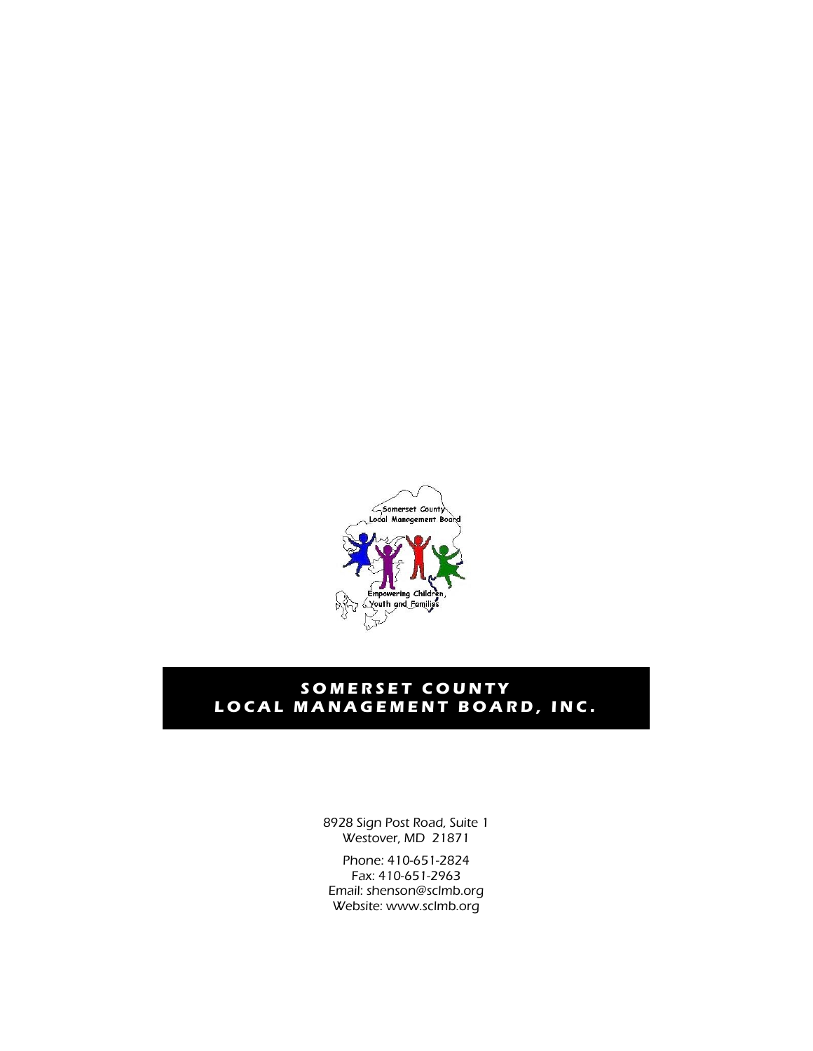**SOMERSET COUNTY LOCAL MANAGEMENT BOARD, INC.**

8928 Sign Post Road, Suite 1
Westover, MD 21871

Phone: 410-651-2824
Fax: 410-651-2963
Email: shenson@sclmb.org
Website: www.sclmb.org